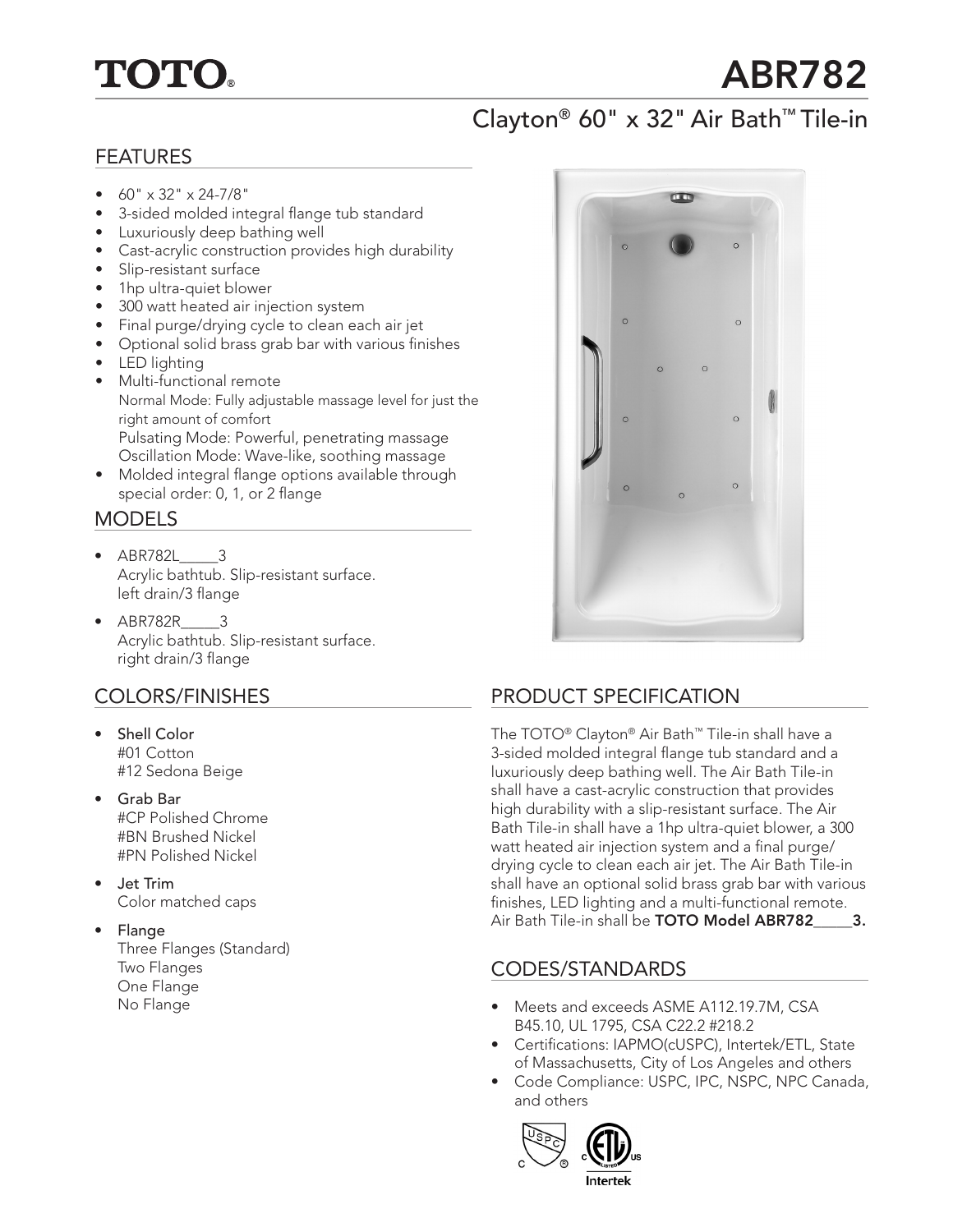# TOTO® ABR782

## Clayton® 60" x 32" Air Bath™ Tile-in

## FEATURES

- 60" x 32" x 24-7/8"
- 3-sided molded integral flange tub standard
- Luxuriously deep bathing well
- Cast-acrylic construction provides high durability
- Slip-resistant surface
- 1hp ultra-quiet blower
- 300 watt heated air injection system
- Final purge/drying cycle to clean each air jet
- Optional solid brass grab bar with various finishes
- LED lighting
- Multi-functional remote
  Normal Mode: Fully adjustable massage level for just the right amount of comfort
  Pulsating Mode: Powerful, penetrating massage
  Oscillation Mode: Wave-like, soothing massage
- Molded integral flange options available through special order: 0, 1, or 2 flange

## MODELS

- ABR782L_____3
  Acrylic bathtub. Slip-resistant surface.
  left drain/3 flange
- ABR782R_____3
  Acrylic bathtub. Slip-resistant surface.
  right drain/3 flange

## COLORS/FINISHES

- Shell Color
  #01 Cotton
  #12 Sedona Beige
- Grab Bar
  #CP Polished Chrome
  #BN Brushed Nickel
  #PN Polished Nickel
- Jet Trim
  Color matched caps
- Flange
  Three Flanges (Standard)
  Two Flanges
  One Flange
  No Flange

## PRODUCT SPECIFICATION

The TOTO® Clayton® Air Bath™ Tile-in shall have a 3-sided molded integral flange tub standard and a luxuriously deep bathing well. The Air Bath Tile-in shall have a cast-acrylic construction that provides high durability with a slip-resistant surface. The Air Bath Tile-in shall have a 1hp ultra-quiet blower, a 300 watt heated air injection system and a final purge/drying cycle to clean each air jet. The Air Bath Tile-in shall have an optional solid brass grab bar with various finishes, LED lighting and a multi-functional remote. Air Bath Tile-in shall be **TOTO Model ABR782_____3.**

## CODES/STANDARDS

- Meets and exceeds ASME A112.19.7M, CSA B45.10, UL 1795, CSA C22.2 #218.2
- Certifications: IAPMO(cUSPC), Intertek/ETL, State of Massachusetts, City of Los Angeles and others
- Code Compliance: USPC, IPC, NSPC, NPC Canada, and others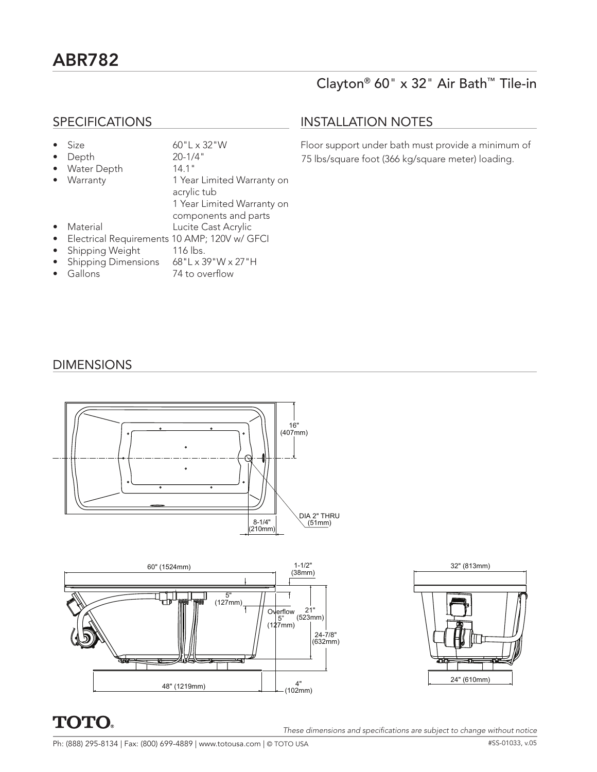# ABR782

## Clayton® 60" x 32" Air Bath™ Tile-in

## SPECIFICATIONS

- Size: 60"L x 32"W
- Depth: 20-1/4"
- Water Depth: 14.1"
- Warranty: 1 Year Limited Warranty on acrylic tub; 1 Year Limited Warranty on components and parts
- Material: Lucite Cast Acrylic
- Electrical Requirements: 10 AMP; 120V w/ GFCI
- Shipping Weight: 116 lbs.
- Shipping Dimensions: 68"L x 39"W x 27"H
- Gallons: 74 to overflow

## INSTALLATION NOTES

Floor support under bath must provide a minimum of 75 lbs/square foot (366 kg/square meter) loading.

## DIMENSIONS

16" (407mm)

DIA 2" THRU (51mm)

8-1/4" (210mm)

60" (1524mm)

1-1/2" (38mm)

5" (127mm)

Overflow 5" (127mm)

21" (523mm)

24-7/8" (632mm)

48" (1219mm)

4" (102mm)

32" (813mm)

24" (610mm)

*These dimensions and specifications are subject to change without notice*

Ph: (888) 295-8134 | Fax: (800) 699-4889 | www.totousa.com | © TOTO USA

#SS-01033, v.05